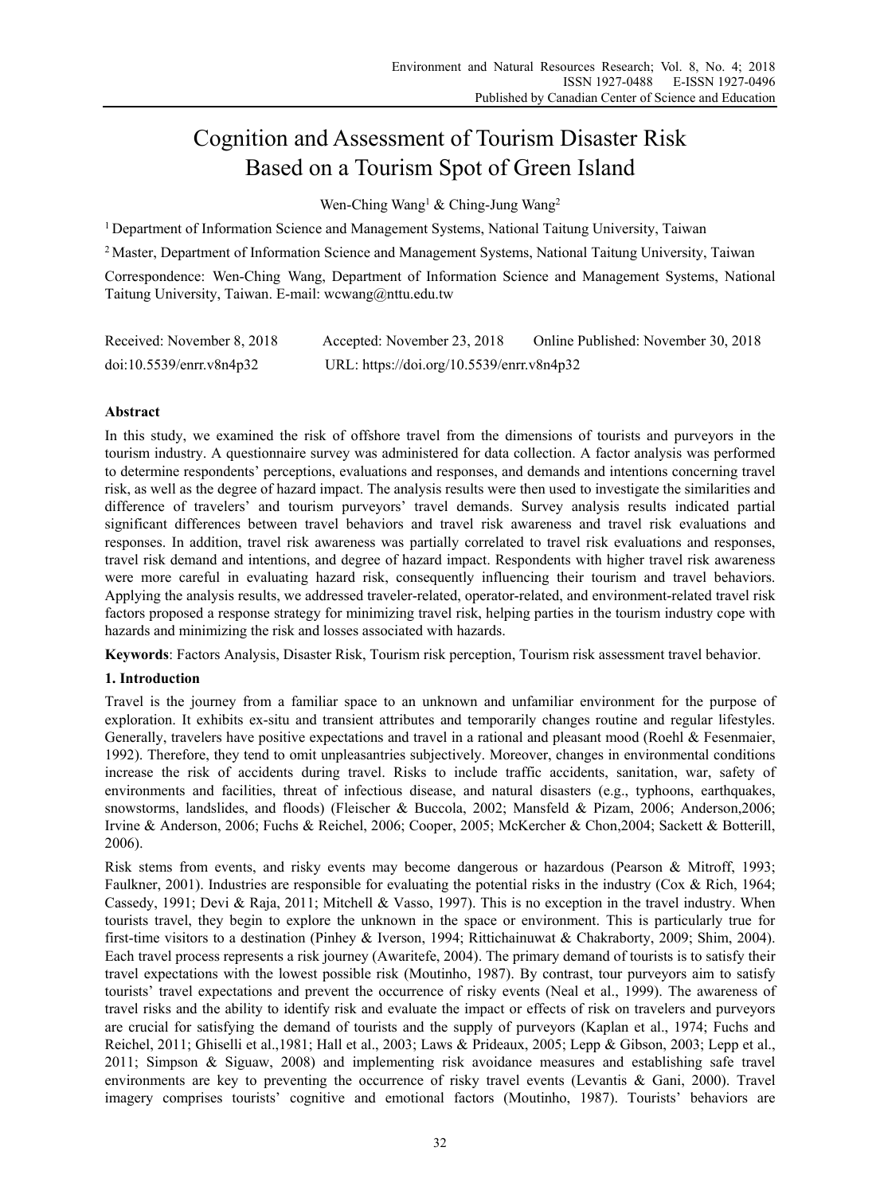# Cognition and Assessment of Tourism Disaster Risk Based on a Tourism Spot of Green Island

Wen-Ching Wang[1] & Ching-Jung Wang[2]

[1] Department of Information Science and Management Systems, National Taitung University, Taiwan

[2] Master, Department of Information Science and Management Systems, National Taitung University, Taiwan

Correspondence: Wen-Ching Wang, Department of Information Science and Management Systems, National Taitung University, Taiwan. E-mail: wcwang@nttu.edu.tw

Received: November 8, 2018 Accepted: November 23, 2018 Online Published: November 30, 2018

doi:10.5539/enrr.v8n4p32 URL: https://doi.org/10.5539/enrr.v8n4p32

## Abstract

In this study, we examined the risk of offshore travel from the dimensions of tourists and purveyors in the tourism industry. A questionnaire survey was administered for data collection. A factor analysis was performed to determine respondents' perceptions, evaluations and responses, and demands and intentions concerning travel risk, as well as the degree of hazard impact. The analysis results were then used to investigate the similarities and difference of travelers' and tourism purveyors' travel demands. Survey analysis results indicated partial significant differences between travel behaviors and travel risk awareness and travel risk evaluations and responses. In addition, travel risk awareness was partially correlated to travel risk evaluations and responses, travel risk demand and intentions, and degree of hazard impact. Respondents with higher travel risk awareness were more careful in evaluating hazard risk, consequently influencing their tourism and travel behaviors. Applying the analysis results, we addressed traveler-related, operator-related, and environment-related travel risk factors proposed a response strategy for minimizing travel risk, helping parties in the tourism industry cope with hazards and minimizing the risk and losses associated with hazards.

**Keywords**: Factors Analysis, Disaster Risk, Tourism risk perception, Tourism risk assessment travel behavior.

## 1. Introduction

Travel is the journey from a familiar space to an unknown and unfamiliar environment for the purpose of exploration. It exhibits ex-situ and transient attributes and temporarily changes routine and regular lifestyles. Generally, travelers have positive expectations and travel in a rational and pleasant mood (Roehl & Fesenmaier, 1992). Therefore, they tend to omit unpleasantries subjectively. Moreover, changes in environmental conditions increase the risk of accidents during travel. Risks to include traffic accidents, sanitation, war, safety of environments and facilities, threat of infectious disease, and natural disasters (e.g., typhoons, earthquakes, snowstorms, landslides, and floods) (Fleischer & Buccola, 2002; Mansfeld & Pizam, 2006; Anderson,2006; Irvine & Anderson, 2006; Fuchs & Reichel, 2006; Cooper, 2005; McKercher & Chon,2004; Sackett & Botterill, 2006).

Risk stems from events, and risky events may become dangerous or hazardous (Pearson & Mitroff, 1993; Faulkner, 2001). Industries are responsible for evaluating the potential risks in the industry (Cox & Rich, 1964; Cassedy, 1991; Devi & Raja, 2011; Mitchell & Vasso, 1997). This is no exception in the travel industry. When tourists travel, they begin to explore the unknown in the space or environment. This is particularly true for first-time visitors to a destination (Pinhey & Iverson, 1994; Rittichainuwat & Chakraborty, 2009; Shim, 2004). Each travel process represents a risk journey (Awaritefe, 2004). The primary demand of tourists is to satisfy their travel expectations with the lowest possible risk (Moutinho, 1987). By contrast, tour purveyors aim to satisfy tourists' travel expectations and prevent the occurrence of risky events (Neal et al., 1999). The awareness of travel risks and the ability to identify risk and evaluate the impact or effects of risk on travelers and purveyors are crucial for satisfying the demand of tourists and the supply of purveyors (Kaplan et al., 1974; Fuchs and Reichel, 2011; Ghiselli et al.,1981; Hall et al., 2003; Laws & Prideaux, 2005; Lepp & Gibson, 2003; Lepp et al., 2011; Simpson & Siguaw, 2008) and implementing risk avoidance measures and establishing safe travel environments are key to preventing the occurrence of risky travel events (Levantis & Gani, 2000). Travel imagery comprises tourists' cognitive and emotional factors (Moutinho, 1987). Tourists' behaviors are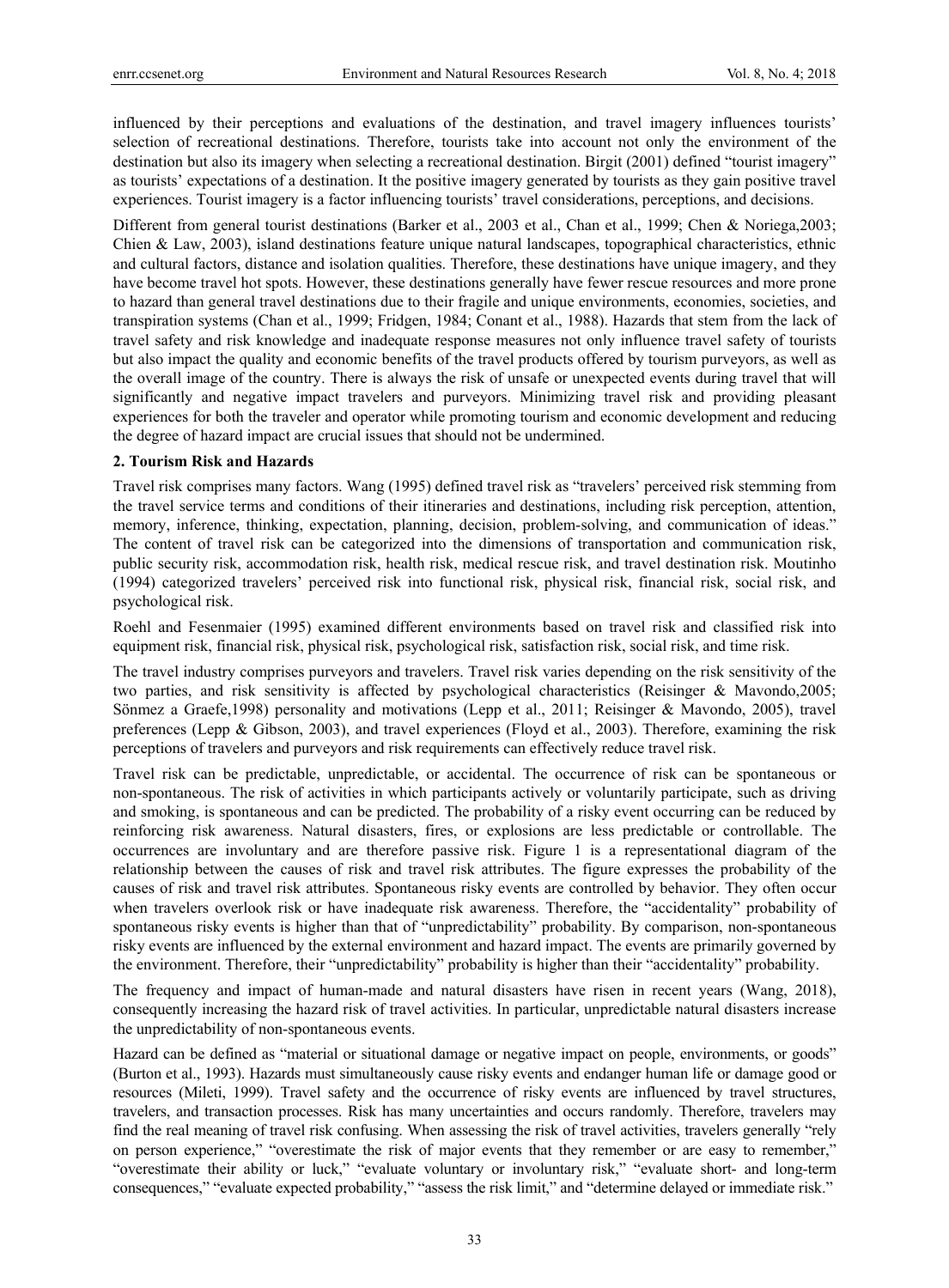influenced by their perceptions and evaluations of the destination, and travel imagery influences tourists' selection of recreational destinations. Therefore, tourists take into account not only the environment of the destination but also its imagery when selecting a recreational destination. Birgit (2001) defined "tourist imagery" as tourists' expectations of a destination. It the positive imagery generated by tourists as they gain positive travel experiences. Tourist imagery is a factor influencing tourists' travel considerations, perceptions, and decisions.

Different from general tourist destinations (Barker et al., 2003 et al., Chan et al., 1999; Chen & Noriega,2003; Chien & Law, 2003), island destinations feature unique natural landscapes, topographical characteristics, ethnic and cultural factors, distance and isolation qualities. Therefore, these destinations have unique imagery, and they have become travel hot spots. However, these destinations generally have fewer rescue resources and more prone to hazard than general travel destinations due to their fragile and unique environments, economies, societies, and transpiration systems (Chan et al., 1999; Fridgen, 1984; Conant et al., 1988). Hazards that stem from the lack of travel safety and risk knowledge and inadequate response measures not only influence travel safety of tourists but also impact the quality and economic benefits of the travel products offered by tourism purveyors, as well as the overall image of the country. There is always the risk of unsafe or unexpected events during travel that will significantly and negative impact travelers and purveyors. Minimizing travel risk and providing pleasant experiences for both the traveler and operator while promoting tourism and economic development and reducing the degree of hazard impact are crucial issues that should not be undermined.

## 2. Tourism Risk and Hazards

Travel risk comprises many factors. Wang (1995) defined travel risk as "travelers' perceived risk stemming from the travel service terms and conditions of their itineraries and destinations, including risk perception, attention, memory, inference, thinking, expectation, planning, decision, problem-solving, and communication of ideas." The content of travel risk can be categorized into the dimensions of transportation and communication risk, public security risk, accommodation risk, health risk, medical rescue risk, and travel destination risk. Moutinho (1994) categorized travelers' perceived risk into functional risk, physical risk, financial risk, social risk, and psychological risk.

Roehl and Fesenmaier (1995) examined different environments based on travel risk and classified risk into equipment risk, financial risk, physical risk, psychological risk, satisfaction risk, social risk, and time risk.

The travel industry comprises purveyors and travelers. Travel risk varies depending on the risk sensitivity of the two parties, and risk sensitivity is affected by psychological characteristics (Reisinger & Mavondo,2005; Sönmez a Graefe,1998) personality and motivations (Lepp et al., 2011; Reisinger & Mavondo, 2005), travel preferences (Lepp & Gibson, 2003), and travel experiences (Floyd et al., 2003). Therefore, examining the risk perceptions of travelers and purveyors and risk requirements can effectively reduce travel risk.

Travel risk can be predictable, unpredictable, or accidental. The occurrence of risk can be spontaneous or non-spontaneous. The risk of activities in which participants actively or voluntarily participate, such as driving and smoking, is spontaneous and can be predicted. The probability of a risky event occurring can be reduced by reinforcing risk awareness. Natural disasters, fires, or explosions are less predictable or controllable. The occurrences are involuntary and are therefore passive risk. Figure 1 is a representational diagram of the relationship between the causes of risk and travel risk attributes. The figure expresses the probability of the causes of risk and travel risk attributes. Spontaneous risky events are controlled by behavior. They often occur when travelers overlook risk or have inadequate risk awareness. Therefore, the "accidentality" probability of spontaneous risky events is higher than that of "unpredictability" probability. By comparison, non-spontaneous risky events are influenced by the external environment and hazard impact. The events are primarily governed by the environment. Therefore, their "unpredictability" probability is higher than their "accidentality" probability.

The frequency and impact of human-made and natural disasters have risen in recent years (Wang, 2018), consequently increasing the hazard risk of travel activities. In particular, unpredictable natural disasters increase the unpredictability of non-spontaneous events.

Hazard can be defined as "material or situational damage or negative impact on people, environments, or goods" (Burton et al., 1993). Hazards must simultaneously cause risky events and endanger human life or damage good or resources (Mileti, 1999). Travel safety and the occurrence of risky events are influenced by travel structures, travelers, and transaction processes. Risk has many uncertainties and occurs randomly. Therefore, travelers may find the real meaning of travel risk confusing. When assessing the risk of travel activities, travelers generally "rely on person experience," "overestimate the risk of major events that they remember or are easy to remember," "overestimate their ability or luck," "evaluate voluntary or involuntary risk," "evaluate short- and long-term consequences," "evaluate expected probability," "assess the risk limit," and "determine delayed or immediate risk."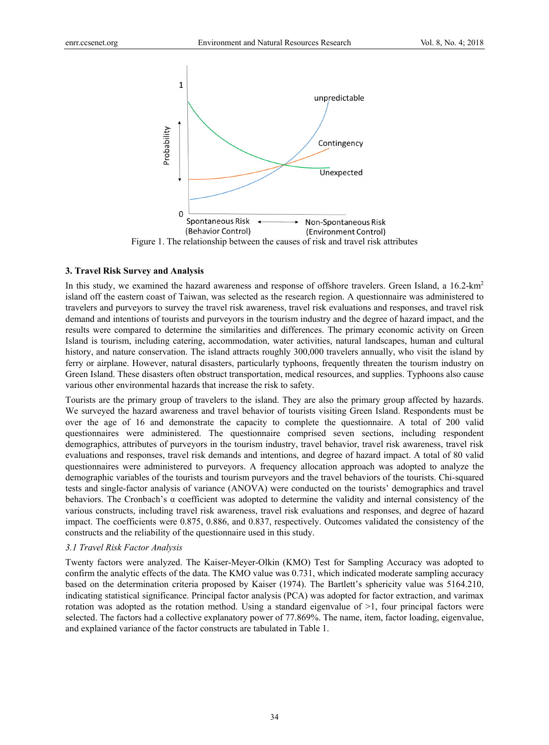Figure 1. The relationship between the causes of risk and travel risk attributes

### 3. Travel Risk Survey and Analysis

In this study, we examined the hazard awareness and response of offshore travelers. Green Island, a 16.2-km$^2$ island off the eastern coast of Taiwan, was selected as the research region. A questionnaire was administered to travelers and purveyors to survey the travel risk awareness, travel risk evaluations and responses, and travel risk demand and intentions of tourists and purveyors in the tourism industry and the degree of hazard impact, and the results were compared to determine the similarities and differences. The primary economic activity on Green Island is tourism, including catering, accommodation, water activities, natural landscapes, human and cultural history, and nature conservation. The island attracts roughly 300,000 travelers annually, who visit the island by ferry or airplane. However, natural disasters, particularly typhoons, frequently threaten the tourism industry on Green Island. These disasters often obstruct transportation, medical resources, and supplies. Typhoons also cause various other environmental hazards that increase the risk to safety.

Tourists are the primary group of travelers to the island. They are also the primary group affected by hazards. We surveyed the hazard awareness and travel behavior of tourists visiting Green Island. Respondents must be over the age of 16 and demonstrate the capacity to complete the questionnaire. A total of 200 valid questionnaires were administered. The questionnaire comprised seven sections, including respondent demographics, attributes of purveyors in the tourism industry, travel behavior, travel risk awareness, travel risk evaluations and responses, travel risk demands and intentions, and degree of hazard impact. A total of 80 valid questionnaires were administered to purveyors. A frequency allocation approach was adopted to analyze the demographic variables of the tourists and tourism purveyors and the travel behaviors of the tourists. Chi-squared tests and single-factor analysis of variance (ANOVA) were conducted on the tourists' demographics and travel behaviors. The Cronbach's α coefficient was adopted to determine the validity and internal consistency of the various constructs, including travel risk awareness, travel risk evaluations and responses, and degree of hazard impact. The coefficients were 0.875, 0.886, and 0.837, respectively. Outcomes validated the consistency of the constructs and the reliability of the questionnaire used in this study.

#### *3.1 Travel Risk Factor Analysis*

Twenty factors were analyzed. The Kaiser-Meyer-Olkin (KMO) Test for Sampling Accuracy was adopted to confirm the analytic effects of the data. The KMO value was 0.731, which indicated moderate sampling accuracy based on the determination criteria proposed by Kaiser (1974). The Bartlett's sphericity value was 5164.210, indicating statistical significance. Principal factor analysis (PCA) was adopted for factor extraction, and varimax rotation was adopted as the rotation method. Using a standard eigenvalue of >1, four principal factors were selected. The factors had a collective explanatory power of 77.869%. The name, item, factor loading, eigenvalue, and explained variance of the factor constructs are tabulated in Table 1.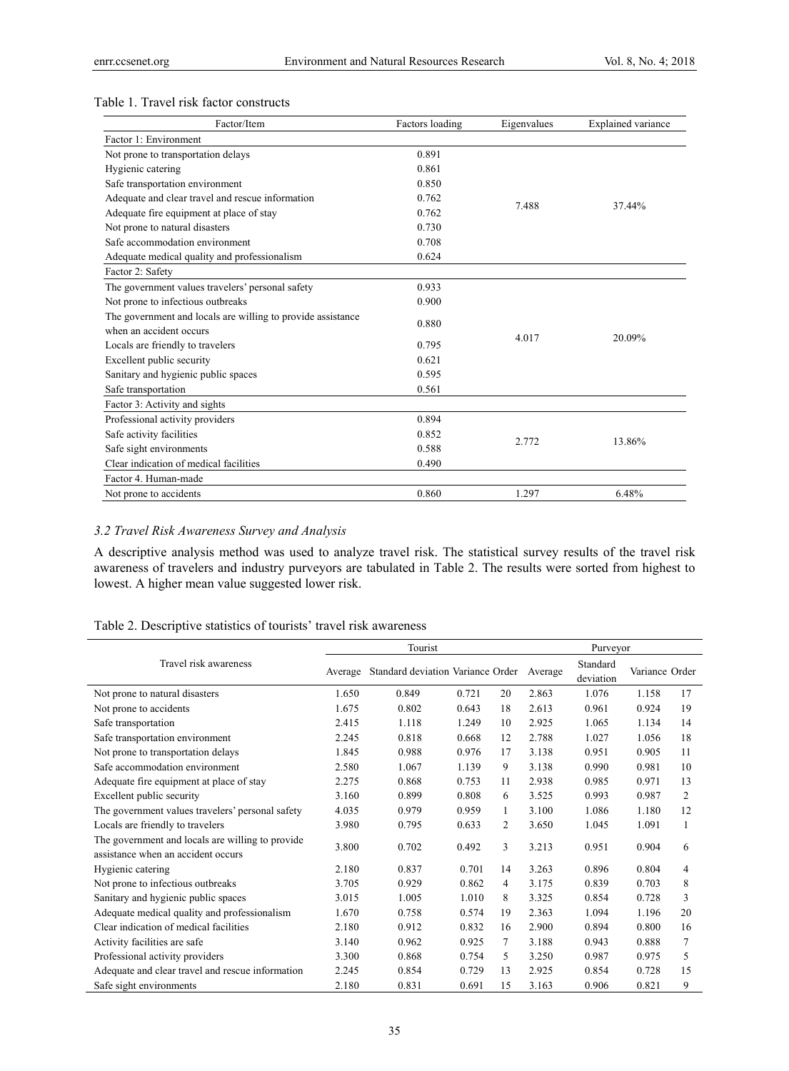Table 1. Travel risk factor constructs

| Factor/Item | Factors loading | Eigenvalues | Explained variance |
|---|---|---|---|
| Factor 1: Environment | | | |
| Not prone to transportation delays | 0.891 | 7.488 | 37.44% |
| Hygienic catering | 0.861 | | |
| Safe transportation environment | 0.850 | | |
| Adequate and clear travel and rescue information | 0.762 | | |
| Adequate fire equipment at place of stay | 0.762 | | |
| Not prone to natural disasters | 0.730 | | |
| Safe accommodation environment | 0.708 | | |
| Adequate medical quality and professionalism | 0.624 | | |
| Factor 2: Safety | | | |
| The government values travelers' personal safety | 0.933 | 4.017 | 20.09% |
| Not prone to infectious outbreaks | 0.900 | | |
| The government and locals are willing to provide assistance when an accident occurs | 0.880 | | |
| Locals are friendly to travelers | 0.795 | | |
| Excellent public security | 0.621 | | |
| Sanitary and hygienic public spaces | 0.595 | | |
| Safe transportation | 0.561 | | |
| Factor 3: Activity and sights | | | |
| Professional activity providers | 0.894 | 2.772 | 13.86% |
| Safe activity facilities | 0.852 | | |
| Safe sight environments | 0.588 | | |
| Clear indication of medical facilities | 0.490 | | |
| Factor 4. Human-made | | | |
| Not prone to accidents | 0.860 | 1.297 | 6.48% |

### *3.2 Travel Risk Awareness Survey and Analysis*

A descriptive analysis method was used to analyze travel risk. The statistical survey results of the travel risk awareness of travelers and industry purveyors are tabulated in Table 2. The results were sorted from highest to lowest. A higher mean value suggested lower risk.

Table 2. Descriptive statistics of tourists' travel risk awareness

| Travel risk awareness | Tourist | | | | Purveyor | | | |
|---|---|---|---|---|---|---|---|---|
| | Average | Standard deviation | Variance | Order | Average | Standard deviation | Variance | Order |
| Not prone to natural disasters | 1.650 | 0.849 | 0.721 | 20 | 2.863 | 1.076 | 1.158 | 17 |
| Not prone to accidents | 1.675 | 0.802 | 0.643 | 18 | 2.613 | 0.961 | 0.924 | 19 |
| Safe transportation | 2.415 | 1.118 | 1.249 | 10 | 2.925 | 1.065 | 1.134 | 14 |
| Safe transportation environment | 2.245 | 0.818 | 0.668 | 12 | 2.788 | 1.027 | 1.056 | 18 |
| Not prone to transportation delays | 1.845 | 0.988 | 0.976 | 17 | 3.138 | 0.951 | 0.905 | 11 |
| Safe accommodation environment | 2.580 | 1.067 | 1.139 | 9 | 3.138 | 0.990 | 0.981 | 10 |
| Adequate fire equipment at place of stay | 2.275 | 0.868 | 0.753 | 11 | 2.938 | 0.985 | 0.971 | 13 |
| Excellent public security | 3.160 | 0.899 | 0.808 | 6 | 3.525 | 0.993 | 0.987 | 2 |
| The government values travelers' personal safety | 4.035 | 0.979 | 0.959 | 1 | 3.100 | 1.086 | 1.180 | 12 |
| Locals are friendly to travelers | 3.980 | 0.795 | 0.633 | 2 | 3.650 | 1.045 | 1.091 | 1 |
| The government and locals are willing to provide assistance when an accident occurs | 3.800 | 0.702 | 0.492 | 3 | 3.213 | 0.951 | 0.904 | 6 |
| Hygienic catering | 2.180 | 0.837 | 0.701 | 14 | 3.263 | 0.896 | 0.804 | 4 |
| Not prone to infectious outbreaks | 3.705 | 0.929 | 0.862 | 4 | 3.175 | 0.839 | 0.703 | 8 |
| Sanitary and hygienic public spaces | 3.015 | 1.005 | 1.010 | 8 | 3.325 | 0.854 | 0.728 | 3 |
| Adequate medical quality and professionalism | 1.670 | 0.758 | 0.574 | 19 | 2.363 | 1.094 | 1.196 | 20 |
| Clear indication of medical facilities | 2.180 | 0.912 | 0.832 | 16 | 2.900 | 0.894 | 0.800 | 16 |
| Activity facilities are safe | 3.140 | 0.962 | 0.925 | 7 | 3.188 | 0.943 | 0.888 | 7 |
| Professional activity providers | 3.300 | 0.868 | 0.754 | 5 | 3.250 | 0.987 | 0.975 | 5 |
| Adequate and clear travel and rescue information | 2.245 | 0.854 | 0.729 | 13 | 2.925 | 0.854 | 0.728 | 15 |
| Safe sight environments | 2.180 | 0.831 | 0.691 | 15 | 3.163 | 0.906 | 0.821 | 9 |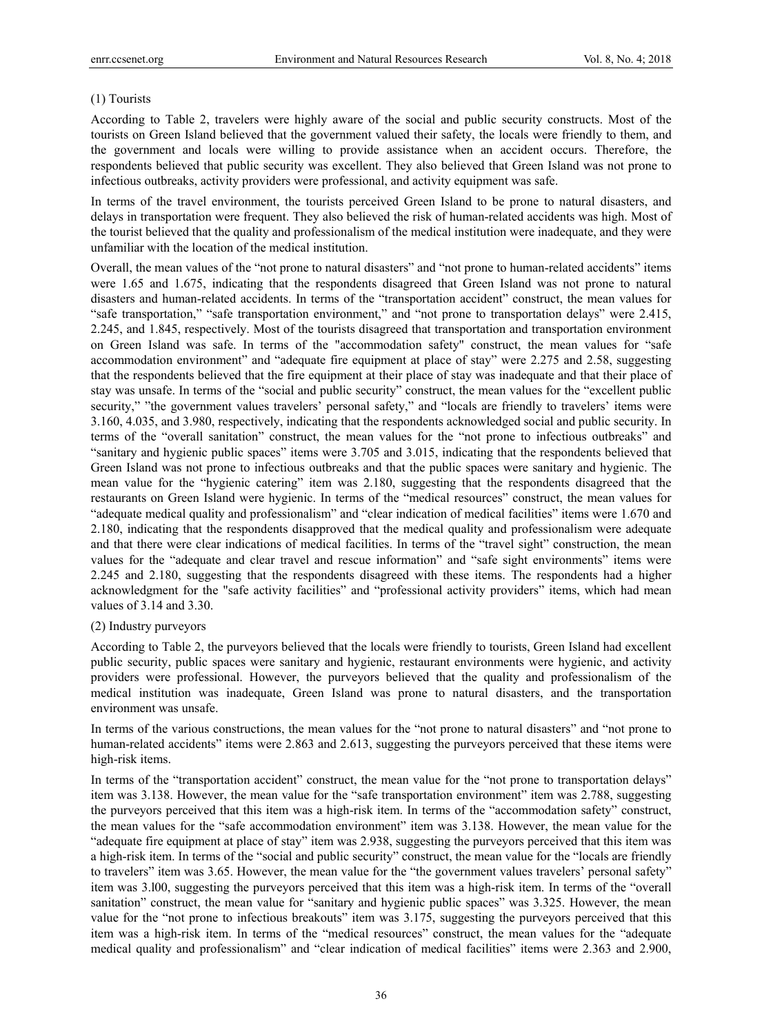(1) Tourists

According to Table 2, travelers were highly aware of the social and public security constructs. Most of the tourists on Green Island believed that the government valued their safety, the locals were friendly to them, and the government and locals were willing to provide assistance when an accident occurs. Therefore, the respondents believed that public security was excellent. They also believed that Green Island was not prone to infectious outbreaks, activity providers were professional, and activity equipment was safe.

In terms of the travel environment, the tourists perceived Green Island to be prone to natural disasters, and delays in transportation were frequent. They also believed the risk of human-related accidents was high. Most of the tourist believed that the quality and professionalism of the medical institution were inadequate, and they were unfamiliar with the location of the medical institution.

Overall, the mean values of the "not prone to natural disasters" and "not prone to human-related accidents" items were 1.65 and 1.675, indicating that the respondents disagreed that Green Island was not prone to natural disasters and human-related accidents. In terms of the "transportation accident" construct, the mean values for "safe transportation," "safe transportation environment," and "not prone to transportation delays" were 2.415, 2.245, and 1.845, respectively. Most of the tourists disagreed that transportation and transportation environment on Green Island was safe. In terms of the "accommodation safety" construct, the mean values for "safe accommodation environment" and "adequate fire equipment at place of stay" were 2.275 and 2.58, suggesting that the respondents believed that the fire equipment at their place of stay was inadequate and that their place of stay was unsafe. In terms of the "social and public security" construct, the mean values for the "excellent public security," "the government values travelers' personal safety," and "locals are friendly to travelers' items were 3.160, 4.035, and 3.980, respectively, indicating that the respondents acknowledged social and public security. In terms of the "overall sanitation" construct, the mean values for the "not prone to infectious outbreaks" and "sanitary and hygienic public spaces" items were 3.705 and 3.015, indicating that the respondents believed that Green Island was not prone to infectious outbreaks and that the public spaces were sanitary and hygienic. The mean value for the "hygienic catering" item was 2.180, suggesting that the respondents disagreed that the restaurants on Green Island were hygienic. In terms of the "medical resources" construct, the mean values for "adequate medical quality and professionalism" and "clear indication of medical facilities" items were 1.670 and 2.180, indicating that the respondents disapproved that the medical quality and professionalism were adequate and that there were clear indications of medical facilities. In terms of the "travel sight" construction, the mean values for the "adequate and clear travel and rescue information" and "safe sight environments" items were 2.245 and 2.180, suggesting that the respondents disagreed with these items. The respondents had a higher acknowledgment for the "safe activity facilities" and "professional activity providers" items, which had mean values of 3.14 and 3.30.

(2) Industry purveyors

According to Table 2, the purveyors believed that the locals were friendly to tourists, Green Island had excellent public security, public spaces were sanitary and hygienic, restaurant environments were hygienic, and activity providers were professional. However, the purveyors believed that the quality and professionalism of the medical institution was inadequate, Green Island was prone to natural disasters, and the transportation environment was unsafe.

In terms of the various constructions, the mean values for the "not prone to natural disasters" and "not prone to human-related accidents" items were 2.863 and 2.613, suggesting the purveyors perceived that these items were high-risk items.

In terms of the "transportation accident" construct, the mean value for the "not prone to transportation delays" item was 3.138. However, the mean value for the "safe transportation environment" item was 2.788, suggesting the purveyors perceived that this item was a high-risk item. In terms of the "accommodation safety" construct, the mean values for the "safe accommodation environment" item was 3.138. However, the mean value for the "adequate fire equipment at place of stay" item was 2.938, suggesting the purveyors perceived that this item was a high-risk item. In terms of the "social and public security" construct, the mean value for the "locals are friendly to travelers" item was 3.65. However, the mean value for the "the government values travelers' personal safety" item was 3.l00, suggesting the purveyors perceived that this item was a high-risk item. In terms of the "overall sanitation" construct, the mean value for "sanitary and hygienic public spaces" was 3.325. However, the mean value for the "not prone to infectious breakouts" item was 3.175, suggesting the purveyors perceived that this item was a high-risk item. In terms of the "medical resources" construct, the mean values for the "adequate medical quality and professionalism" and "clear indication of medical facilities" items were 2.363 and 2.900,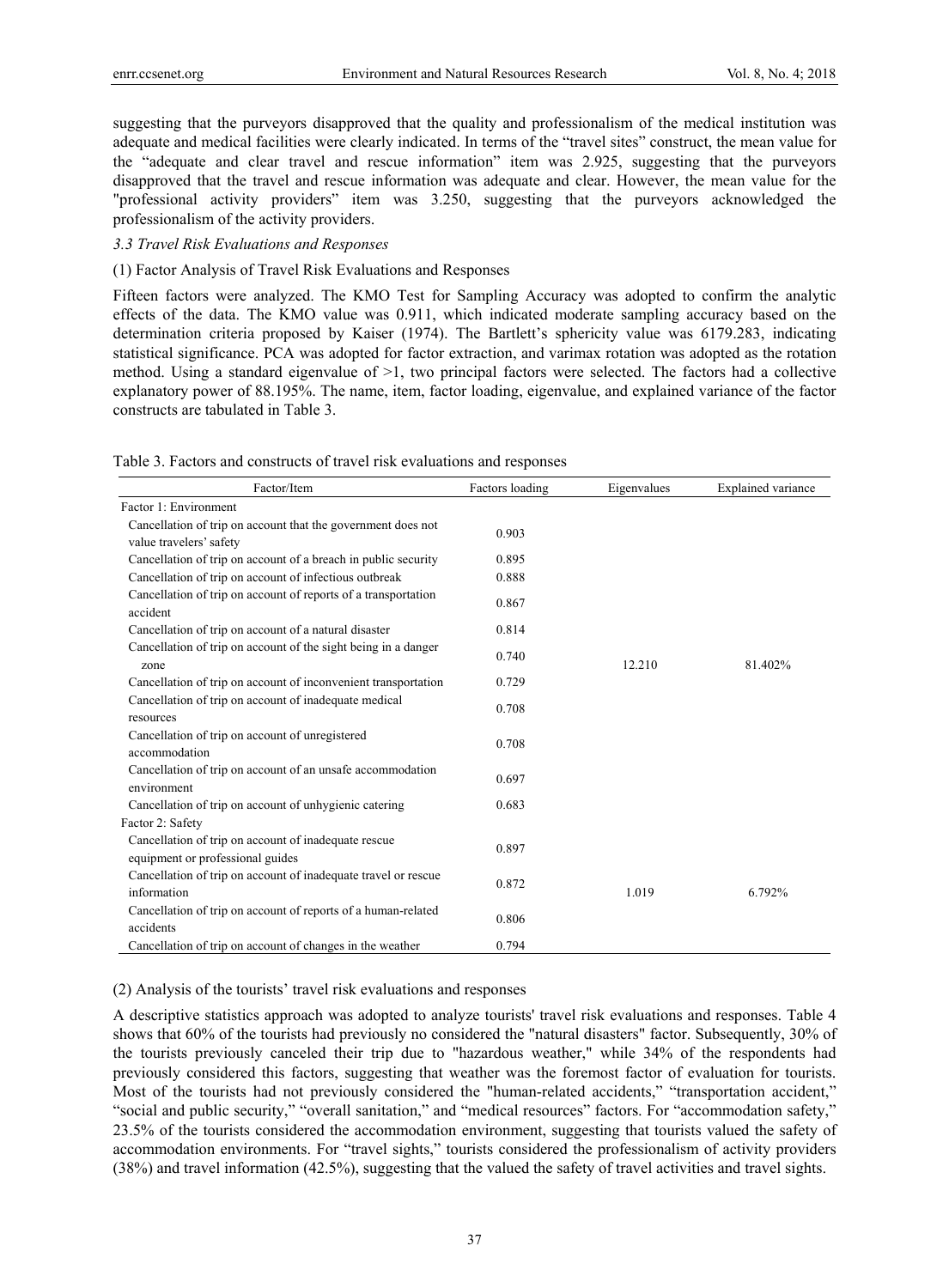suggesting that the purveyors disapproved that the quality and professionalism of the medical institution was adequate and medical facilities were clearly indicated. In terms of the "travel sites" construct, the mean value for the "adequate and clear travel and rescue information" item was 2.925, suggesting that the purveyors disapproved that the travel and rescue information was adequate and clear. However, the mean value for the "professional activity providers" item was 3.250, suggesting that the purveyors acknowledged the professionalism of the activity providers.

### *3.3 Travel Risk Evaluations and Responses*

(1) Factor Analysis of Travel Risk Evaluations and Responses

Fifteen factors were analyzed. The KMO Test for Sampling Accuracy was adopted to confirm the analytic effects of the data. The KMO value was 0.911, which indicated moderate sampling accuracy based on the determination criteria proposed by Kaiser (1974). The Bartlett's sphericity value was 6179.283, indicating statistical significance. PCA was adopted for factor extraction, and varimax rotation was adopted as the rotation method. Using a standard eigenvalue of >1, two principal factors were selected. The factors had a collective explanatory power of 88.195%. The name, item, factor loading, eigenvalue, and explained variance of the factor constructs are tabulated in Table 3.

Table 3. Factors and constructs of travel risk evaluations and responses

| Factor/Item | Factors loading | Eigenvalues | Explained variance |
|---|---|---|---|
| Factor 1: Environment | | | |
| Cancellation of trip on account that the government does not value travelers' safety | 0.903 | 12.210 | 81.402% |
| Cancellation of trip on account of a breach in public security | 0.895 | | |
| Cancellation of trip on account of infectious outbreak | 0.888 | | |
| Cancellation of trip on account of reports of a transportation accident | 0.867 | | |
| Cancellation of trip on account of a natural disaster | 0.814 | | |
| Cancellation of trip on account of the sight being in a danger zone | 0.740 | | |
| Cancellation of trip on account of inconvenient transportation | 0.729 | | |
| Cancellation of trip on account of inadequate medical resources | 0.708 | | |
| Cancellation of trip on account of unregistered accommodation | 0.708 | | |
| Cancellation of trip on account of an unsafe accommodation environment | 0.697 | | |
| Cancellation of trip on account of unhygienic catering | 0.683 | | |
| Factor 2: Safety | | | |
| Cancellation of trip on account of inadequate rescue equipment or professional guides | 0.897 | 1.019 | 6.792% |
| Cancellation of trip on account of inadequate travel or rescue information | 0.872 | | |
| Cancellation of trip on account of reports of a human-related accidents | 0.806 | | |
| Cancellation of trip on account of changes in the weather | 0.794 | | |

(2) Analysis of the tourists' travel risk evaluations and responses

A descriptive statistics approach was adopted to analyze tourists' travel risk evaluations and responses. Table 4 shows that 60% of the tourists had previously no considered the "natural disasters" factor. Subsequently, 30% of the tourists previously canceled their trip due to "hazardous weather," while 34% of the respondents had previously considered this factors, suggesting that weather was the foremost factor of evaluation for tourists. Most of the tourists had not previously considered the "human-related accidents," "transportation accident," "social and public security," "overall sanitation," and "medical resources" factors. For "accommodation safety," 23.5% of the tourists considered the accommodation environment, suggesting that tourists valued the safety of accommodation environments. For "travel sights," tourists considered the professionalism of activity providers (38%) and travel information (42.5%), suggesting that the valued the safety of travel activities and travel sights.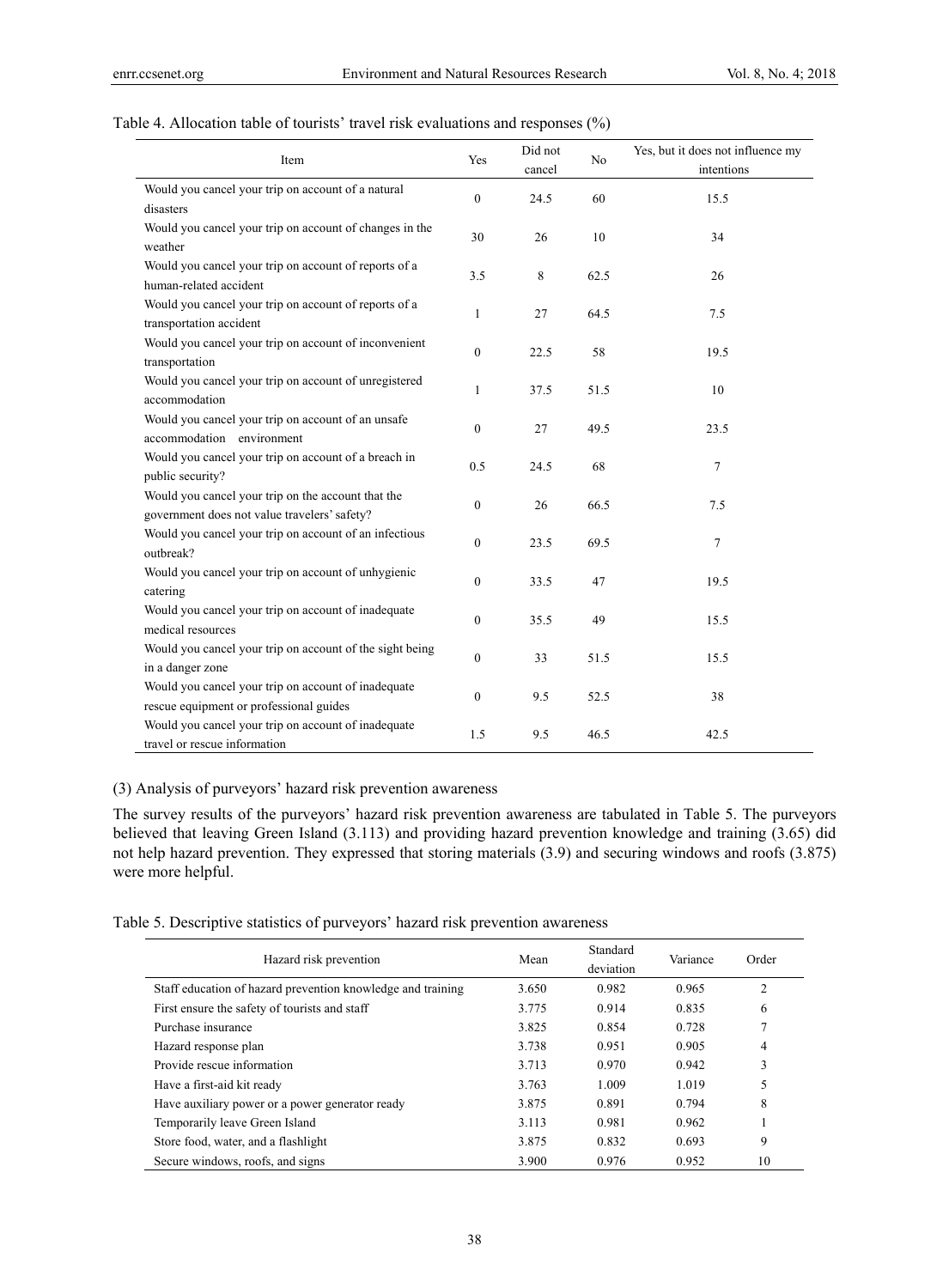Table 4. Allocation table of tourists' travel risk evaluations and responses (%)

| Item | Yes | Did not cancel | No | Yes, but it does not influence my intentions |
|---|---|---|---|---|
| Would you cancel your trip on account of a natural disasters | 0 | 24.5 | 60 | 15.5 |
| Would you cancel your trip on account of changes in the weather | 30 | 26 | 10 | 34 |
| Would you cancel your trip on account of reports of a human-related accident | 3.5 | 8 | 62.5 | 26 |
| Would you cancel your trip on account of reports of a transportation accident | 1 | 27 | 64.5 | 7.5 |
| Would you cancel your trip on account of inconvenient transportation | 0 | 22.5 | 58 | 19.5 |
| Would you cancel your trip on account of unregistered accommodation | 1 | 37.5 | 51.5 | 10 |
| Would you cancel your trip on account of an unsafe accommodation environment | 0 | 27 | 49.5 | 23.5 |
| Would you cancel your trip on account of a breach in public security? | 0.5 | 24.5 | 68 | 7 |
| Would you cancel your trip on the account that the government does not value travelers' safety? | 0 | 26 | 66.5 | 7.5 |
| Would you cancel your trip on account of an infectious outbreak? | 0 | 23.5 | 69.5 | 7 |
| Would you cancel your trip on account of unhygienic catering | 0 | 33.5 | 47 | 19.5 |
| Would you cancel your trip on account of inadequate medical resources | 0 | 35.5 | 49 | 15.5 |
| Would you cancel your trip on account of the sight being in a danger zone | 0 | 33 | 51.5 | 15.5 |
| Would you cancel your trip on account of inadequate rescue equipment or professional guides | 0 | 9.5 | 52.5 | 38 |
| Would you cancel your trip on account of inadequate travel or rescue information | 1.5 | 9.5 | 46.5 | 42.5 |

(3) Analysis of purveyors' hazard risk prevention awareness

The survey results of the purveyors' hazard risk prevention awareness are tabulated in Table 5. The purveyors believed that leaving Green Island (3.113) and providing hazard prevention knowledge and training (3.65) did not help hazard prevention. They expressed that storing materials (3.9) and securing windows and roofs (3.875) were more helpful.

Table 5. Descriptive statistics of purveyors' hazard risk prevention awareness

| Hazard risk prevention | Mean | Standard deviation | Variance | Order |
|---|---|---|---|---|
| Staff education of hazard prevention knowledge and training | 3.650 | 0.982 | 0.965 | 2 |
| First ensure the safety of tourists and staff | 3.775 | 0.914 | 0.835 | 6 |
| Purchase insurance | 3.825 | 0.854 | 0.728 | 7 |
| Hazard response plan | 3.738 | 0.951 | 0.905 | 4 |
| Provide rescue information | 3.713 | 0.970 | 0.942 | 3 |
| Have a first-aid kit ready | 3.763 | 1.009 | 1.019 | 5 |
| Have auxiliary power or a power generator ready | 3.875 | 0.891 | 0.794 | 8 |
| Temporarily leave Green Island | 3.113 | 0.981 | 0.962 | 1 |
| Store food, water, and a flashlight | 3.875 | 0.832 | 0.693 | 9 |
| Secure windows, roofs, and signs | 3.900 | 0.976 | 0.952 | 10 |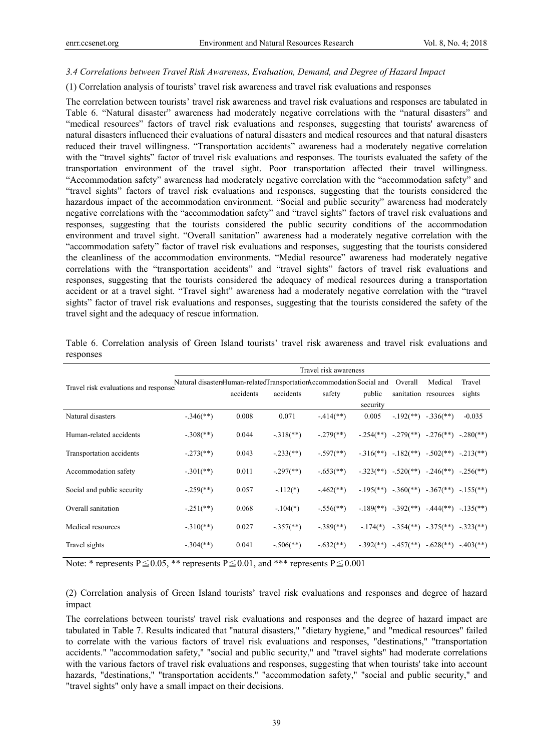### *3.4 Correlations between Travel Risk Awareness, Evaluation, Demand, and Degree of Hazard Impact*

(1) Correlation analysis of tourists' travel risk awareness and travel risk evaluations and responses

The correlation between tourists' travel risk awareness and travel risk evaluations and responses are tabulated in Table 6. "Natural disaster" awareness had moderately negative correlations with the "natural disasters" and "medical resources" factors of travel risk evaluations and responses, suggesting that tourists' awareness of natural disasters influenced their evaluations of natural disasters and medical resources and that natural disasters reduced their travel willingness. "Transportation accidents" awareness had a moderately negative correlation with the "travel sights" factor of travel risk evaluations and responses. The tourists evaluated the safety of the transportation environment of the travel sight. Poor transportation affected their travel willingness. "Accommodation safety" awareness had moderately negative correlation with the "accommodation safety" and "travel sights" factors of travel risk evaluations and responses, suggesting that the tourists considered the hazardous impact of the accommodation environment. "Social and public security" awareness had moderately negative correlations with the "accommodation safety" and "travel sights" factors of travel risk evaluations and responses, suggesting that the tourists considered the public security conditions of the accommodation environment and travel sight. "Overall sanitation" awareness had a moderately negative correlation with the "accommodation safety" factor of travel risk evaluations and responses, suggesting that the tourists considered the cleanliness of the accommodation environments. "Medial resource" awareness had moderately negative correlations with the "transportation accidents" and "travel sights" factors of travel risk evaluations and responses, suggesting that the tourists considered the adequacy of medical resources during a transportation accident or at a travel sight. "Travel sight" awareness had a moderately negative correlation with the "travel sights" factor of travel risk evaluations and responses, suggesting that the tourists considered the safety of the travel sight and the adequacy of rescue information.

Table 6. Correlation analysis of Green Island tourists' travel risk awareness and travel risk evaluations and responses

| Travel risk evaluations and responses | Travel risk awareness | | | | | | | |
|---|---|---|---|---|---|---|---|---|
| | Natural disasters | Human-related accidents | Transportation accidents | Accommodation safety | Social and public security | Overall sanitation | Medical resources | Travel sights |
| Natural disasters | -.346(**) | 0.008 | 0.071 | -.414(**) | 0.005 | -.192(**) | -.336(**) | -0.035 |
| Human-related accidents | -.308(**) | 0.044 | -.318(**) | -.279(**) | -.254(**) | -.279(**) | -.276(**) | -.280(**) |
| Transportation accidents | -.273(**) | 0.043 | -.233(**) | -.597(**) | -.316(**) | -.182(**) | -.502(**) | -.213(**) |
| Accommodation safety | -.301(**) | 0.011 | -.297(**) | -.653(**) | -.323(**) | -.520(**) | -.246(**) | -.256(**) |
| Social and public security | -.259(**) | 0.057 | -.112(*) | -.462(**) | -.195(**) | -.360(**) | -.367(**) | -.155(**) |
| Overall sanitation | -.251(**) | 0.068 | -.104(*) | -.556(**) | -.189(**) | -.392(**) | -.444(**) | -.135(**) |
| Medical resources | -.310(**) | 0.027 | -.357(**) | -.389(**) | -.174(*) | -.354(**) | -.375(**) | -.323(**) |
| Travel sights | -.304(**) | 0.041 | -.506(**) | -.632(**) | -.392(**) | -.457(**) | -.628(**) | -.403(**) |

Note: * represents P≦0.05, ** represents P≦0.01, and *** represents P≦0.001

(2) Correlation analysis of Green Island tourists' travel risk evaluations and responses and degree of hazard impact

The correlations between tourists' travel risk evaluations and responses and the degree of hazard impact are tabulated in Table 7. Results indicated that "natural disasters," "dietary hygiene," and "medical resources" failed to correlate with the various factors of travel risk evaluations and responses, "destinations," "transportation accidents." "accommodation safety," "social and public security," and "travel sights" had moderate correlations with the various factors of travel risk evaluations and responses, suggesting that when tourists' take into account hazards, "destinations," "transportation accidents." "accommodation safety," "social and public security," and "travel sights" only have a small impact on their decisions.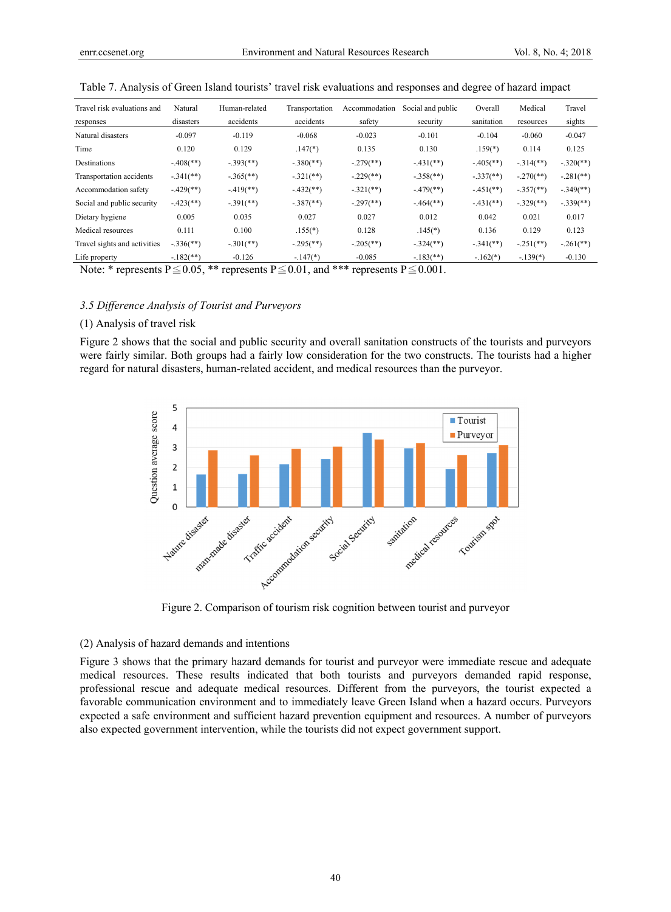Table 7. Analysis of Green Island tourists' travel risk evaluations and responses and degree of hazard impact

| Travel risk evaluations and responses | Natural disasters | Human-related accidents | Transportation accidents | Accommodation safety | Social and public security | Overall sanitation | Medical resources | Travel sights |
|---|---|---|---|---|---|---|---|---|
| Natural disasters | -0.097 | -0.119 | -0.068 | -0.023 | -0.101 | -0.104 | -0.060 | -0.047 |
| Time | 0.120 | 0.129 | .147(*) | 0.135 | 0.130 | .159(*) | 0.114 | 0.125 |
| Destinations | -.408(**) | -.393(**) | -.380(**) | -.279(**) | -.431(**) | -.405(**) | -.314(**) | -.320(**) |
| Transportation accidents | -.341(**) | -.365(**) | -.321(**) | -.229(**) | -.358(**) | -.337(**) | -.270(**) | -.281(**) |
| Accommodation safety | -.429(**) | -.419(**) | -.432(**) | -.321(**) | -.479(**) | -.451(**) | -.357(**) | -.349(**) |
| Social and public security | -.423(**) | -.391(**) | -.387(**) | -.297(**) | -.464(**) | -.431(**) | -.329(**) | -.339(**) |
| Dietary hygiene | 0.005 | 0.035 | 0.027 | 0.027 | 0.012 | 0.042 | 0.021 | 0.017 |
| Medical resources | 0.111 | 0.100 | .155(*) | 0.128 | .145(*) | 0.136 | 0.129 | 0.123 |
| Travel sights and activities | -.336(**) | -.301(**) | -.295(**) | -.205(**) | -.324(**) | -.341(**) | -.251(**) | -.261(**) |
| Life property | -.182(**) | -0.126 | -.147(*) | -0.085 | -.183(**) | -.162(*) | -.139(*) | -0.130 |

Note: * represents P≦0.05, ** represents P≦0.01, and *** represents P≦0.001.

### 3.5 Difference Analysis of Tourist and Purveyors

(1) Analysis of travel risk

Figure 2 shows that the social and public security and overall sanitation constructs of the tourists and purveyors were fairly similar. Both groups had a fairly low consideration for the two constructs. The tourists had a higher regard for natural disasters, human-related accident, and medical resources than the purveyor.

Figure 2. Comparison of tourism risk cognition between tourist and purveyor

(2) Analysis of hazard demands and intentions

Figure 3 shows that the primary hazard demands for tourist and purveyor were immediate rescue and adequate medical resources. These results indicated that both tourists and purveyors demanded rapid response, professional rescue and adequate medical resources. Different from the purveyors, the tourist expected a favorable communication environment and to immediately leave Green Island when a hazard occurs. Purveyors expected a safe environment and sufficient hazard prevention equipment and resources. A number of purveyors also expected government intervention, while the tourists did not expect government support.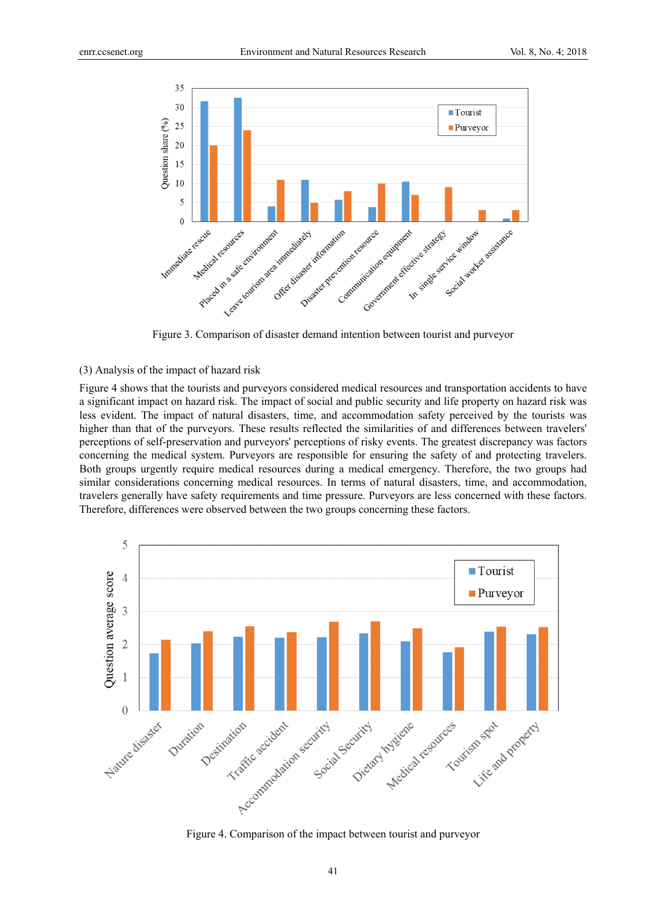Figure 3. Comparison of disaster demand intention between tourist and purveyor

(3) Analysis of the impact of hazard risk

Figure 4 shows that the tourists and purveyors considered medical resources and transportation accidents to have a significant impact on hazard risk. The impact of social and public security and life property on hazard risk was less evident. The impact of natural disasters, time, and accommodation safety perceived by the tourists was higher than that of the purveyors. These results reflected the similarities of and differences between travelers' perceptions of self-preservation and purveyors' perceptions of risky events. The greatest discrepancy was factors concerning the medical system. Purveyors are responsible for ensuring the safety of and protecting travelers. Both groups urgently require medical resources during a medical emergency. Therefore, the two groups had similar considerations concerning medical resources. In terms of natural disasters, time, and accommodation, travelers generally have safety requirements and time pressure. Purveyors are less concerned with these factors. Therefore, differences were observed between the two groups concerning these factors.

Figure 4. Comparison of the impact between tourist and purveyor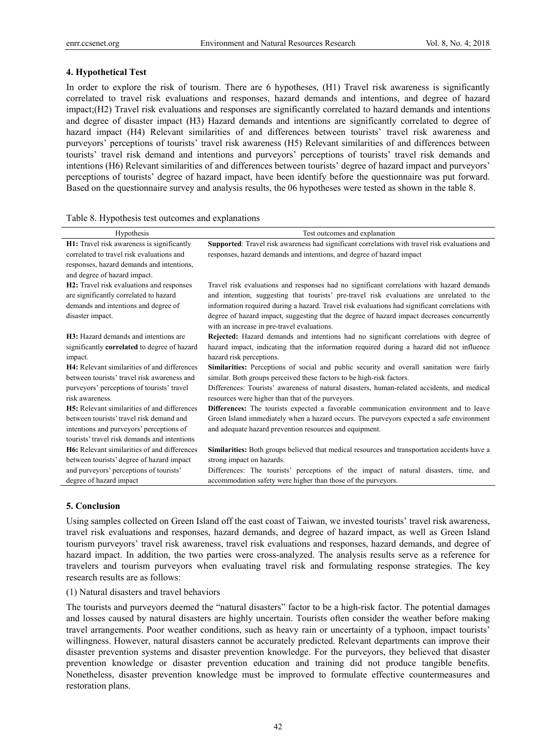## 4. Hypothetical Test

In order to explore the risk of tourism. There are 6 hypotheses, (H1) Travel risk awareness is significantly correlated to travel risk evaluations and responses, hazard demands and intentions, and degree of hazard impact;(H2) Travel risk evaluations and responses are significantly correlated to hazard demands and intentions and degree of disaster impact (H3) Hazard demands and intentions are significantly correlated to degree of hazard impact (H4) Relevant similarities of and differences between tourists' travel risk awareness and purveyors' perceptions of tourists' travel risk awareness (H5) Relevant similarities of and differences between tourists' travel risk demand and intentions and purveyors' perceptions of tourists' travel risk demands and intentions (H6) Relevant similarities of and differences between tourists' degree of hazard impact and purveyors' perceptions of tourists' degree of hazard impact, have been identify before the questionnaire was put forward. Based on the questionnaire survey and analysis results, the 06 hypotheses were tested as shown in the table 8.

Table 8. Hypothesis test outcomes and explanations

| Hypothesis | Test outcomes and explanation |
|---|---|
| **H1:** Travel risk awareness is significantly correlated to travel risk evaluations and responses, hazard demands and intentions, and degree of hazard impact. | **Supported**: Travel risk awareness had significant correlations with travel risk evaluations and responses, hazard demands and intentions, and degree of hazard impact |
| **H2:** Travel risk evaluations and responses are significantly correlated to hazard demands and intentions and degree of disaster impact. | Travel risk evaluations and responses had no significant correlations with hazard demands and intention, suggesting that tourists' pre-travel risk evaluations are unrelated to the information required during a hazard. Travel risk evaluations had significant correlations with degree of hazard impact, suggesting that the degree of hazard impact decreases concurrently with an increase in pre-travel evaluations. |
| **H3:** Hazard demands and intentions are significantly **correlated** to degree of hazard impact. | **Rejected:** Hazard demands and intentions had no significant correlations with degree of hazard impact, indicating that the information required during a hazard did not influence hazard risk perceptions. |
| **H4:** Relevant similarities of and differences between tourists' travel risk awareness and purveyors' perceptions of tourists' travel risk awareness. | **Similarities:** Perceptions of social and public security and overall sanitation were fairly similar. Both groups perceived these factors to be high-risk factors.<br>Differences: Tourists' awareness of natural disasters, human-related accidents, and medical resources were higher than that of the purveyors. |
| **H5:** Relevant similarities of and differences between tourists' travel risk demand and intentions and purveyors' perceptions of tourists' travel risk demands and intentions | **Differences:** The tourists expected a favorable communication environment and to leave Green Island immediately when a hazard occurs. The purveyors expected a safe environment and adequate hazard prevention resources and equipment. |
| **H6:** Relevant similarities of and differences between tourists' degree of hazard impact and purveyors' perceptions of tourists' degree of hazard impact | **Similarities:** Both groups believed that medical resources and transportation accidents have a strong impact on hazards.<br>Differences: The tourists' perceptions of the impact of natural disasters, time, and accommodation safety were higher than those of the purveyors. |

## 5. Conclusion

Using samples collected on Green Island off the east coast of Taiwan, we invested tourists' travel risk awareness, travel risk evaluations and responses, hazard demands, and degree of hazard impact, as well as Green Island tourism purveyors' travel risk awareness, travel risk evaluations and responses, hazard demands, and degree of hazard impact. In addition, the two parties were cross-analyzed. The analysis results serve as a reference for travelers and tourism purveyors when evaluating travel risk and formulating response strategies. The key research results are as follows:

(1) Natural disasters and travel behaviors

The tourists and purveyors deemed the "natural disasters" factor to be a high-risk factor. The potential damages and losses caused by natural disasters are highly uncertain. Tourists often consider the weather before making travel arrangements. Poor weather conditions, such as heavy rain or uncertainty of a typhoon, impact tourists' willingness. However, natural disasters cannot be accurately predicted. Relevant departments can improve their disaster prevention systems and disaster prevention knowledge. For the purveyors, they believed that disaster prevention knowledge or disaster prevention education and training did not produce tangible benefits. Nonetheless, disaster prevention knowledge must be improved to formulate effective countermeasures and restoration plans.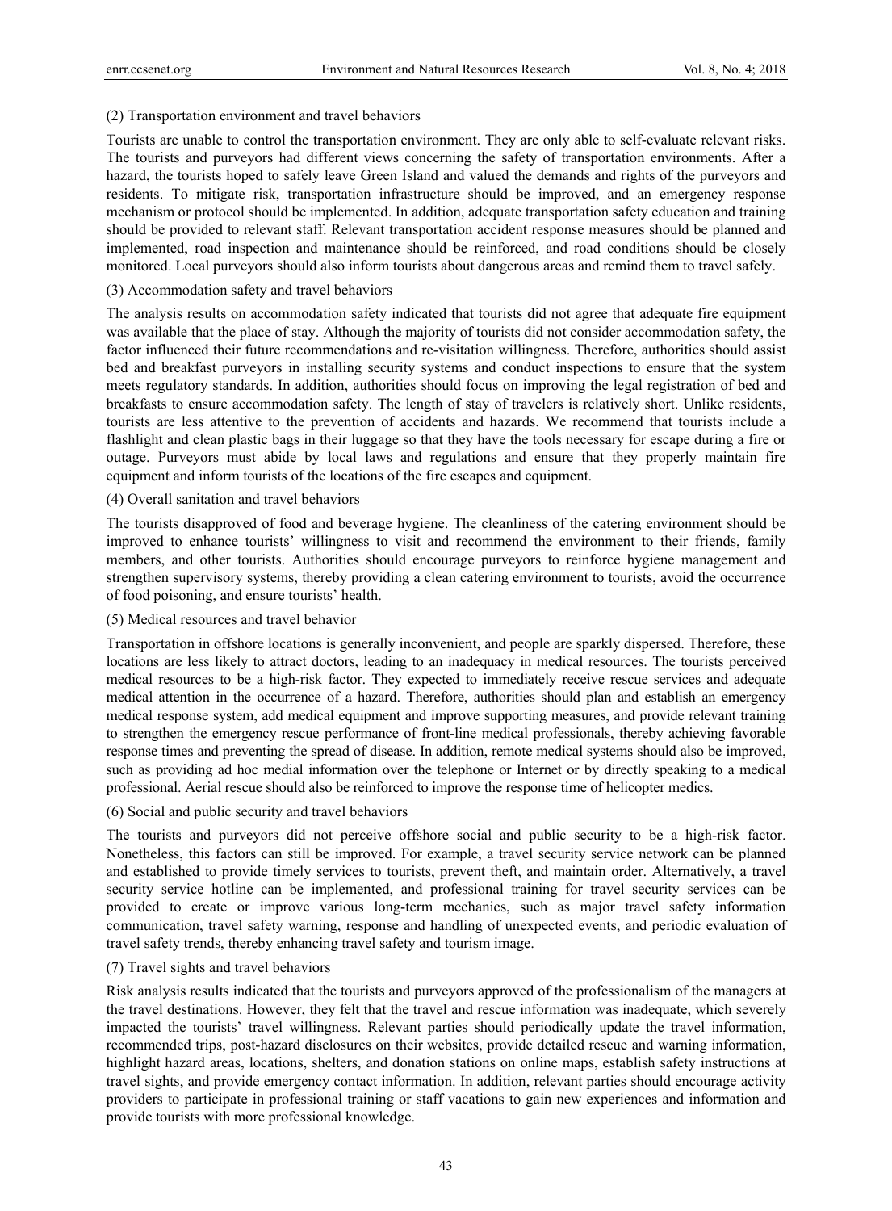(2) Transportation environment and travel behaviors

Tourists are unable to control the transportation environment. They are only able to self-evaluate relevant risks. The tourists and purveyors had different views concerning the safety of transportation environments. After a hazard, the tourists hoped to safely leave Green Island and valued the demands and rights of the purveyors and residents. To mitigate risk, transportation infrastructure should be improved, and an emergency response mechanism or protocol should be implemented. In addition, adequate transportation safety education and training should be provided to relevant staff. Relevant transportation accident response measures should be planned and implemented, road inspection and maintenance should be reinforced, and road conditions should be closely monitored. Local purveyors should also inform tourists about dangerous areas and remind them to travel safely.

(3) Accommodation safety and travel behaviors

The analysis results on accommodation safety indicated that tourists did not agree that adequate fire equipment was available that the place of stay. Although the majority of tourists did not consider accommodation safety, the factor influenced their future recommendations and re-visitation willingness. Therefore, authorities should assist bed and breakfast purveyors in installing security systems and conduct inspections to ensure that the system meets regulatory standards. In addition, authorities should focus on improving the legal registration of bed and breakfasts to ensure accommodation safety. The length of stay of travelers is relatively short. Unlike residents, tourists are less attentive to the prevention of accidents and hazards. We recommend that tourists include a flashlight and clean plastic bags in their luggage so that they have the tools necessary for escape during a fire or outage. Purveyors must abide by local laws and regulations and ensure that they properly maintain fire equipment and inform tourists of the locations of the fire escapes and equipment.

(4) Overall sanitation and travel behaviors

The tourists disapproved of food and beverage hygiene. The cleanliness of the catering environment should be improved to enhance tourists' willingness to visit and recommend the environment to their friends, family members, and other tourists. Authorities should encourage purveyors to reinforce hygiene management and strengthen supervisory systems, thereby providing a clean catering environment to tourists, avoid the occurrence of food poisoning, and ensure tourists' health.

(5) Medical resources and travel behavior

Transportation in offshore locations is generally inconvenient, and people are sparkly dispersed. Therefore, these locations are less likely to attract doctors, leading to an inadequacy in medical resources. The tourists perceived medical resources to be a high-risk factor. They expected to immediately receive rescue services and adequate medical attention in the occurrence of a hazard. Therefore, authorities should plan and establish an emergency medical response system, add medical equipment and improve supporting measures, and provide relevant training to strengthen the emergency rescue performance of front-line medical professionals, thereby achieving favorable response times and preventing the spread of disease. In addition, remote medical systems should also be improved, such as providing ad hoc medial information over the telephone or Internet or by directly speaking to a medical professional. Aerial rescue should also be reinforced to improve the response time of helicopter medics.

(6) Social and public security and travel behaviors

The tourists and purveyors did not perceive offshore social and public security to be a high-risk factor. Nonetheless, this factors can still be improved. For example, a travel security service network can be planned and established to provide timely services to tourists, prevent theft, and maintain order. Alternatively, a travel security service hotline can be implemented, and professional training for travel security services can be provided to create or improve various long-term mechanics, such as major travel safety information communication, travel safety warning, response and handling of unexpected events, and periodic evaluation of travel safety trends, thereby enhancing travel safety and tourism image.

(7) Travel sights and travel behaviors

Risk analysis results indicated that the tourists and purveyors approved of the professionalism of the managers at the travel destinations. However, they felt that the travel and rescue information was inadequate, which severely impacted the tourists' travel willingness. Relevant parties should periodically update the travel information, recommended trips, post-hazard disclosures on their websites, provide detailed rescue and warning information, highlight hazard areas, locations, shelters, and donation stations on online maps, establish safety instructions at travel sights, and provide emergency contact information. In addition, relevant parties should encourage activity providers to participate in professional training or staff vacations to gain new experiences and information and provide tourists with more professional knowledge.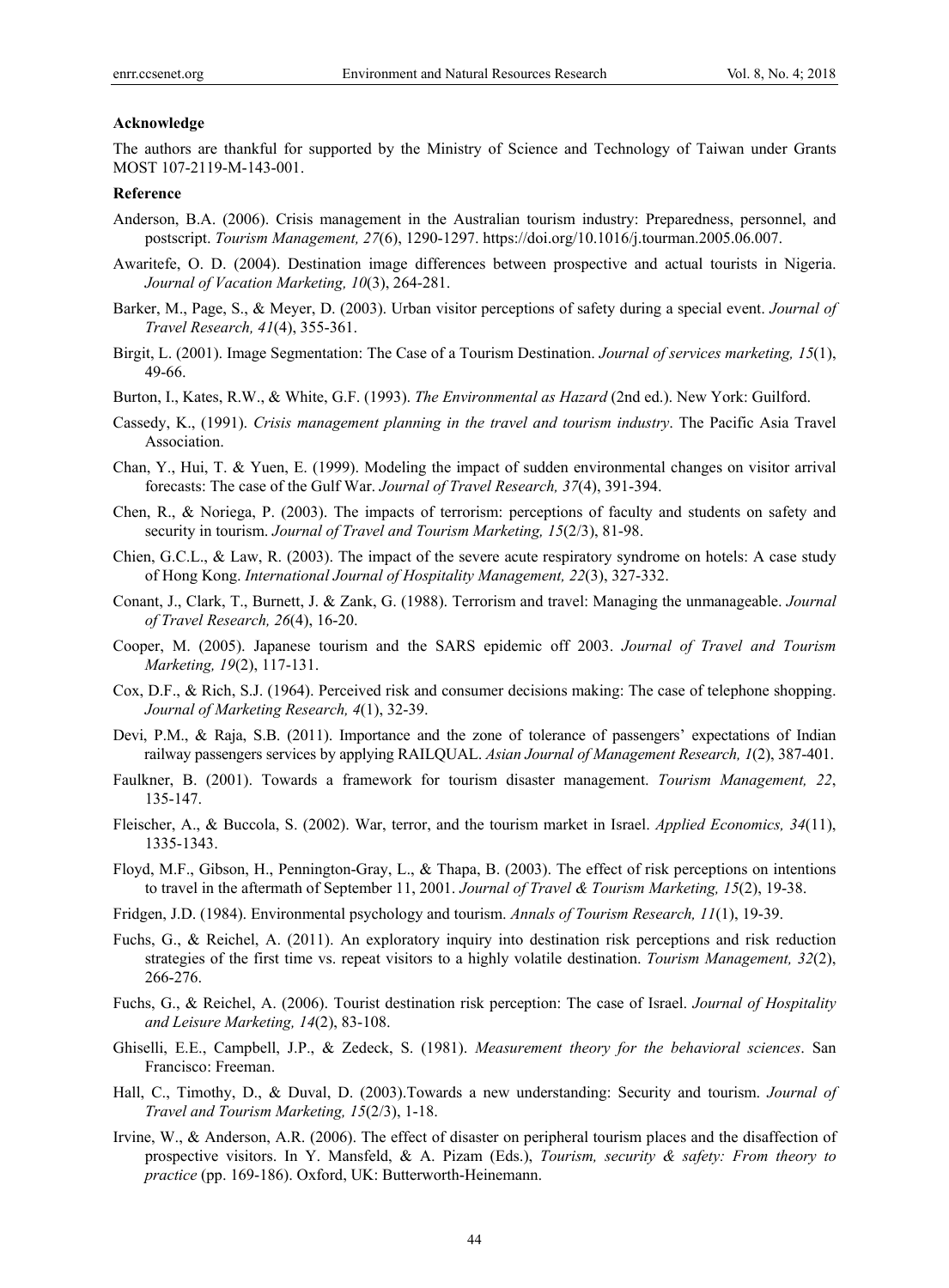#### Acknowledge

The authors are thankful for supported by the Ministry of Science and Technology of Taiwan under Grants MOST 107-2119-M-143-001.

#### Reference

Anderson, B.A. (2006). Crisis management in the Australian tourism industry: Preparedness, personnel, and postscript. *Tourism Management, 27*(6), 1290-1297. https://doi.org/10.1016/j.tourman.2005.06.007.

Awaritefe, O. D. (2004). Destination image differences between prospective and actual tourists in Nigeria. *Journal of Vacation Marketing, 10*(3), 264-281.

Barker, M., Page, S., & Meyer, D. (2003). Urban visitor perceptions of safety during a special event. *Journal of Travel Research, 41*(4), 355-361.

Birgit, L. (2001). Image Segmentation: The Case of a Tourism Destination. *Journal of services marketing, 15*(1), 49-66.

Burton, I., Kates, R.W., & White, G.F. (1993). *The Environmental as Hazard* (2nd ed.). New York: Guilford.

Cassedy, K., (1991). *Crisis management planning in the travel and tourism industry*. The Pacific Asia Travel Association.

Chan, Y., Hui, T. & Yuen, E. (1999). Modeling the impact of sudden environmental changes on visitor arrival forecasts: The case of the Gulf War. *Journal of Travel Research, 37*(4), 391-394.

Chen, R., & Noriega, P. (2003). The impacts of terrorism: perceptions of faculty and students on safety and security in tourism. *Journal of Travel and Tourism Marketing, 15*(2/3), 81-98.

Chien, G.C.L., & Law, R. (2003). The impact of the severe acute respiratory syndrome on hotels: A case study of Hong Kong. *International Journal of Hospitality Management, 22*(3), 327-332.

Conant, J., Clark, T., Burnett, J. & Zank, G. (1988). Terrorism and travel: Managing the unmanageable. *Journal of Travel Research, 26*(4), 16-20.

Cooper, M. (2005). Japanese tourism and the SARS epidemic off 2003. *Journal of Travel and Tourism Marketing, 19*(2), 117-131.

Cox, D.F., & Rich, S.J. (1964). Perceived risk and consumer decisions making: The case of telephone shopping. *Journal of Marketing Research, 4*(1), 32-39.

Devi, P.M., & Raja, S.B. (2011). Importance and the zone of tolerance of passengers' expectations of Indian railway passengers services by applying RAILQUAL. *Asian Journal of Management Research, 1*(2), 387-401.

Faulkner, B. (2001). Towards a framework for tourism disaster management. *Tourism Management, 22*, 135-147.

Fleischer, A., & Buccola, S. (2002). War, terror, and the tourism market in Israel. *Applied Economics, 34*(11), 1335-1343.

Floyd, M.F., Gibson, H., Pennington-Gray, L., & Thapa, B. (2003). The effect of risk perceptions on intentions to travel in the aftermath of September 11, 2001. *Journal of Travel & Tourism Marketing, 15*(2), 19-38.

Fridgen, J.D. (1984). Environmental psychology and tourism. *Annals of Tourism Research, 11*(1), 19-39.

Fuchs, G., & Reichel, A. (2011). An exploratory inquiry into destination risk perceptions and risk reduction strategies of the first time vs. repeat visitors to a highly volatile destination. *Tourism Management, 32*(2), 266-276.

Fuchs, G., & Reichel, A. (2006). Tourist destination risk perception: The case of Israel. *Journal of Hospitality and Leisure Marketing, 14*(2), 83-108.

Ghiselli, E.E., Campbell, J.P., & Zedeck, S. (1981). *Measurement theory for the behavioral sciences*. San Francisco: Freeman.

Hall, C., Timothy, D., & Duval, D. (2003).Towards a new understanding: Security and tourism. *Journal of Travel and Tourism Marketing, 15*(2/3), 1-18.

Irvine, W., & Anderson, A.R. (2006). The effect of disaster on peripheral tourism places and the disaffection of prospective visitors. In Y. Mansfeld, & A. Pizam (Eds.), *Tourism, security & safety: From theory to practice* (pp. 169-186). Oxford, UK: Butterworth-Heinemann.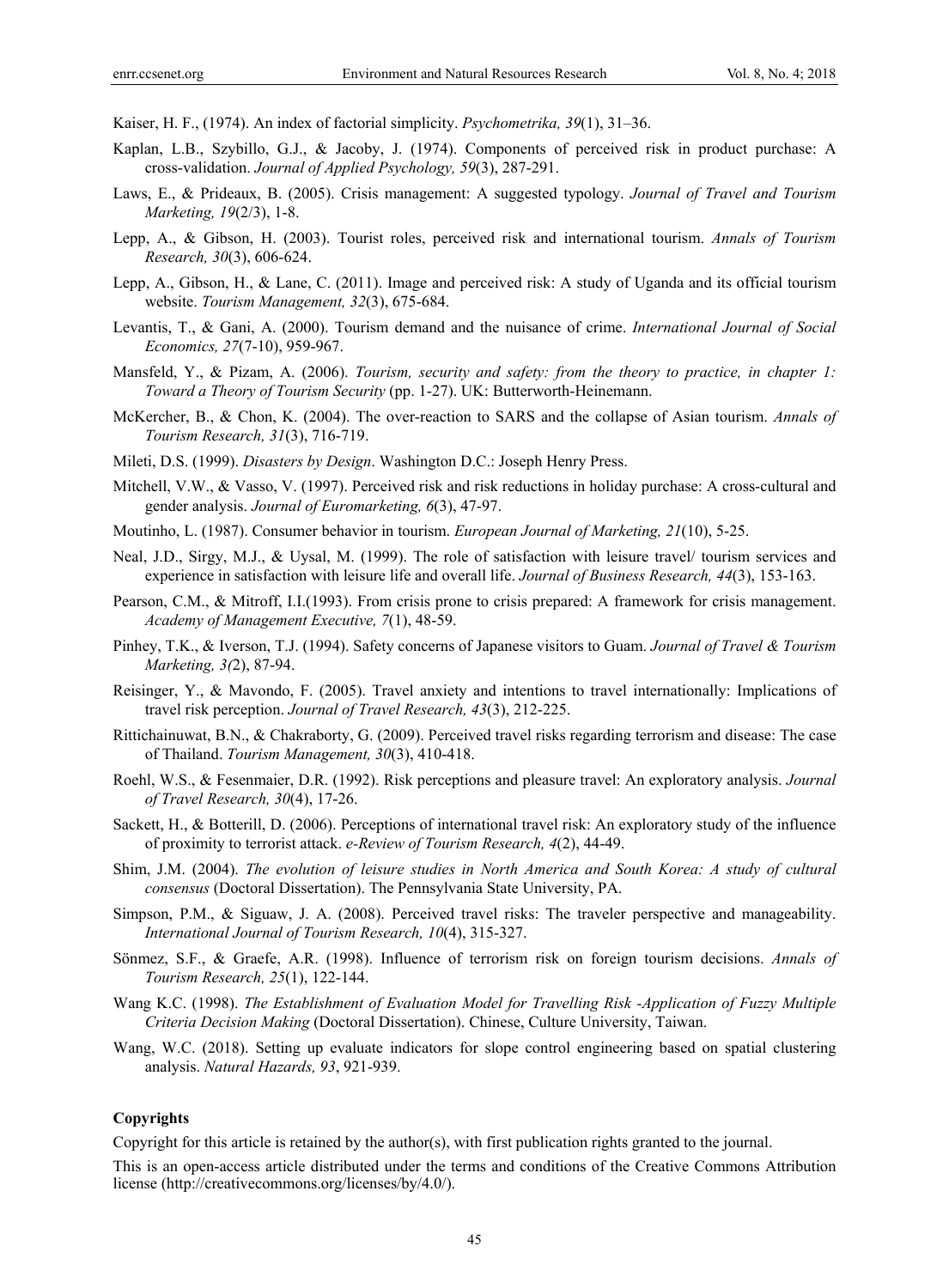Kaiser, H. F., (1974). An index of factorial simplicity. *Psychometrika, 39*(1), 31–36.

Kaplan, L.B., Szybillo, G.J., & Jacoby, J. (1974). Components of perceived risk in product purchase: A cross-validation. *Journal of Applied Psychology, 59*(3), 287-291.

Laws, E., & Prideaux, B. (2005). Crisis management: A suggested typology. *Journal of Travel and Tourism Marketing, 19*(2/3), 1-8.

Lepp, A., & Gibson, H. (2003). Tourist roles, perceived risk and international tourism. *Annals of Tourism Research, 30*(3), 606-624.

Lepp, A., Gibson, H., & Lane, C. (2011). Image and perceived risk: A study of Uganda and its official tourism website. *Tourism Management, 32*(3), 675-684.

Levantis, T., & Gani, A. (2000). Tourism demand and the nuisance of crime. *International Journal of Social Economics, 27*(7-10), 959-967.

Mansfeld, Y., & Pizam, A. (2006). *Tourism, security and safety: from the theory to practice, in chapter 1: Toward a Theory of Tourism Security* (pp. 1-27). UK: Butterworth-Heinemann.

McKercher, B., & Chon, K. (2004). The over-reaction to SARS and the collapse of Asian tourism. *Annals of Tourism Research, 31*(3), 716-719.

Mileti, D.S. (1999). *Disasters by Design*. Washington D.C.: Joseph Henry Press.

Mitchell, V.W., & Vasso, V. (1997). Perceived risk and risk reductions in holiday purchase: A cross-cultural and gender analysis. *Journal of Euromarketing, 6*(3), 47-97.

Moutinho, L. (1987). Consumer behavior in tourism. *European Journal of Marketing, 21*(10), 5-25.

Neal, J.D., Sirgy, M.J., & Uysal, M. (1999). The role of satisfaction with leisure travel/ tourism services and experience in satisfaction with leisure life and overall life. *Journal of Business Research, 44*(3), 153-163.

Pearson, C.M., & Mitroff, I.I.(1993). From crisis prone to crisis prepared: A framework for crisis management. *Academy of Management Executive, 7*(1), 48-59.

Pinhey, T.K., & Iverson, T.J. (1994). Safety concerns of Japanese visitors to Guam. *Journal of Travel & Tourism Marketing, 3(*2), 87-94.

Reisinger, Y., & Mavondo, F. (2005). Travel anxiety and intentions to travel internationally: Implications of travel risk perception. *Journal of Travel Research, 43*(3), 212-225.

Rittichainuwat, B.N., & Chakraborty, G. (2009). Perceived travel risks regarding terrorism and disease: The case of Thailand. *Tourism Management, 30*(3), 410-418.

Roehl, W.S., & Fesenmaier, D.R. (1992). Risk perceptions and pleasure travel: An exploratory analysis. *Journal of Travel Research, 30*(4), 17-26.

Sackett, H., & Botterill, D. (2006). Perceptions of international travel risk: An exploratory study of the influence of proximity to terrorist attack. *e-Review of Tourism Research, 4*(2), 44-49.

Shim, J.M. (2004). *The evolution of leisure studies in North America and South Korea: A study of cultural consensus* (Doctoral Dissertation). The Pennsylvania State University, PA.

Simpson, P.M., & Siguaw, J. A. (2008). Perceived travel risks: The traveler perspective and manageability. *International Journal of Tourism Research, 10*(4), 315-327.

Sönmez, S.F., & Graefe, A.R. (1998). Influence of terrorism risk on foreign tourism decisions. *Annals of Tourism Research, 25*(1), 122-144.

Wang K.C. (1998). *The Establishment of Evaluation Model for Travelling Risk -Application of Fuzzy Multiple Criteria Decision Making* (Doctoral Dissertation). Chinese, Culture University, Taiwan.

Wang, W.C. (2018). Setting up evaluate indicators for slope control engineering based on spatial clustering analysis. *Natural Hazards, 93*, 921-939.

**Copyrights**

Copyright for this article is retained by the author(s), with first publication rights granted to the journal.

This is an open-access article distributed under the terms and conditions of the Creative Commons Attribution license (http://creativecommons.org/licenses/by/4.0/).